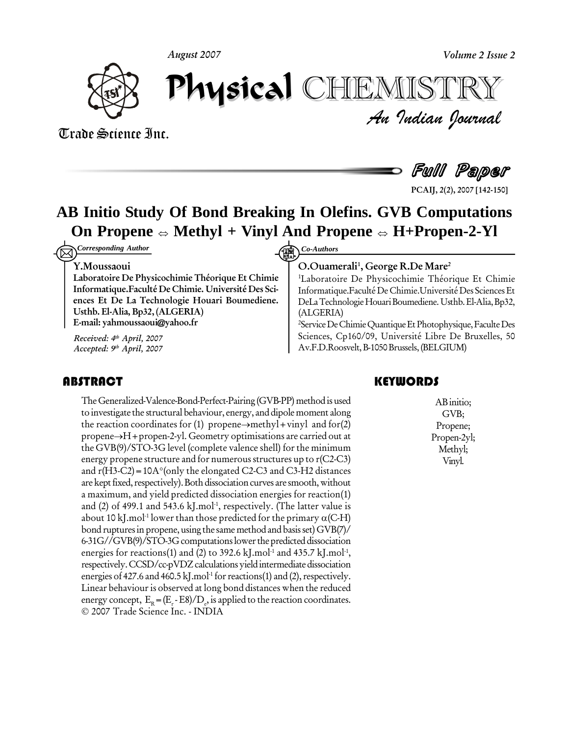Full Paper

# AB Initio Study Of Bond Breaking In Olefins. GVB Computations On Propene ⇔ Methyl + Vinyl And Propene ⇔ H+Propen-2-Yl

*Corresponding Author*

**Y.Moussaoui**

**Laboratoire De Physicochimie Théorique Et Chimie Informatique.Faculté De Chimie. Université Des Sciences Et De La Technologie Houari Boumediene. Usthb. El-Alia, Bp32, (ALGERIA)**

**E-mail: yahmoussaoui@yahoo.fr**

*Received: 4th April, 2007*
*Accepted: 9th April, 2007*

*Co-Authors*

**O.Ouamerali[1], George R.De Mare[2]**

[1]Laboratoire De Physicochimie Théorique Et Chimie Informatique.Faculté De Chimie.Université Des Sciences Et DeLa Technologie Houari Boumediene. Usthb. El-Alia, Bp32, (ALGERIA)

[2]Service De Chimie Quantique Et Photophysique, Faculte Des Sciences, Cp160/09, Université Libre De Bruxelles, 50 Av.F.D.Roosvelt, B-1050 Brussels, (BELGIUM)

## ABSTRACT

The Generalized-Valence-Bond-Perfect-Pairing (GVB-PP) method is used to investigate the structural behaviour, energy, and dipole moment along the reaction coordinates for (1) propene→methyl+vinyl and for(2) propene→H+propen-2-yl. Geometry optimisations are carried out at the GVB(9)/STO-3G level (complete valence shell) for the minimum energy propene structure and for numerous structures up to r(C2-C3) and r(H3-C2) = 10A°(only the elongated C2-C3 and C3-H2 distances are kept fixed, respectively). Both dissociation curves are smooth, without a maximum, and yield predicted dissociation energies for reaction(1) and (2) of 499.1 and 543.6 kJ.mol$^{-1}$, respectively. (The latter value is about 10 kJ.mol$^{-1}$ lower than those predicted for the primary α(C-H) bond ruptures in propene, using the same method and basis set) GVB(7)/6-31G//GVB(9)/STO-3G computations lower the predicted dissociation energies for reactions(1) and (2) to 392.6 kJ.mol$^{-1}$ and 435.7 kJ.mol$^{-1}$, respectively. CCSD/cc-pVDZ calculations yield intermediate dissociation energies of 427.6 and 460.5 kJ.mol$^{-1}$ for reactions(1) and (2), respectively. Linear behaviour is observed at long bond distances when the reduced energy concept, $E_R = (E_r - E8)/D_e$, is applied to the reaction coordinates.

© 2007 Trade Science Inc. - INDIA

## KEYWORDS

AB initio;
GVB;
Propene;
Propen-2yl;
Methyl;
Vinyl.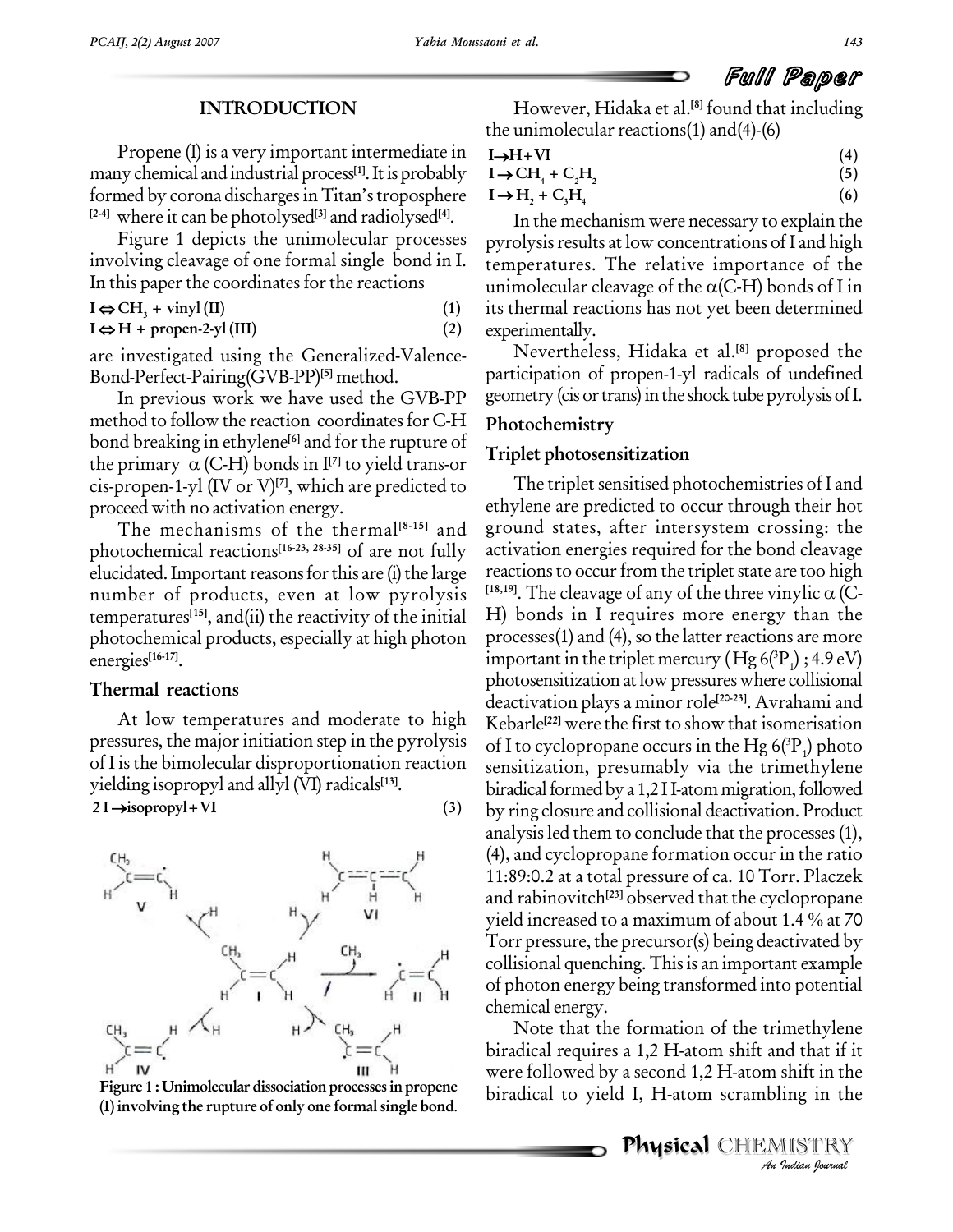## INTRODUCTION

Propene (I) is a very important intermediate in many chemical and industrial process[1]. It is probably formed by corona discharges in Titan's troposphere [2-4] where it can be photolysed[3] and radiolysed[4].

Figure 1 depicts the unimolecular processes involving cleavage of one formal single bond in I. In this paper the coordinates for the reactions

$$\mathbf{I} \Leftrightarrow CH_3 + \text{vinyl} (\mathbf{II}) \quad (1)$$

$$\mathbf{I} \Leftrightarrow H + \text{propen-2-yl} (\mathbf{III}) \quad (2)$$

are investigated using the Generalized-Valence-Bond-Perfect-Pairing(GVB-PP)[5] method.

In previous work we have used the GVB-PP method to follow the reaction coordinates for C-H bond breaking in ethylene[6] and for the rupture of the primary $\alpha$ (C-H) bonds in I[7] to yield trans-or cis-propen-1-yl (IV or V)[7], which are predicted to proceed with no activation energy.

The mechanisms of the thermal[8-15] and photochemical reactions[16-23, 28-35] of are not fully elucidated. Important reasons for this are (i) the large number of products, even at low pyrolysis temperatures[15], and(ii) the reactivity of the initial photochemical products, especially at high photon energies[16-17].

### Thermal reactions

At low temperatures and moderate to high pressures, the major initiation step in the pyrolysis of I is the bimolecular disproportionation reaction yielding isopropyl and allyl (VI) radicals[13].

$$2\,\mathbf{I} \rightarrow \text{isopropyl} + \mathbf{VI} \quad (3)$$

**Figure 1 : Unimolecular dissociation processes in propene (I) involving the rupture of only one formal single bond.**

However, Hidaka et al.[8] found that including the unimolecular reactions(1) and(4)-(6)

$$\mathbf{I} \rightarrow H + \mathbf{VI} \quad (4)$$

$$\mathbf{I} \rightarrow CH_4 + C_2H_2 \quad (5)$$

$$\mathbf{I} \rightarrow H_2 + C_3H_4 \quad (6)$$

In the mechanism were necessary to explain the pyrolysis results at low concentrations of I and high temperatures. The relative importance of the unimolecular cleavage of the $\alpha$(C-H) bonds of I in its thermal reactions has not yet been determined experimentally.

Nevertheless, Hidaka et al.[8] proposed the participation of propen-1-yl radicals of undefined geometry (cis or trans) in the shock tube pyrolysis of I.

### Photochemistry

### Triplet photosensitization

The triplet sensitised photochemistries of I and ethylene are predicted to occur through their hot ground states, after intersystem crossing: the activation energies required for the bond cleavage reactions to occur from the triplet state are too high [18,19]. The cleavage of any of the three vinylic $\alpha$ (C-H) bonds in I requires more energy than the processes(1) and (4), so the latter reactions are more important in the triplet mercury (Hg $6(^3P_1)$ ; 4.9 eV) photosensitization at low pressures where collisional deactivation plays a minor role[20-23]. Avrahami and Kebarle[22] were the first to show that isomerisation of I to cyclopropane occurs in the Hg $6(^3P_1)$ photo sensitization, presumably via the trimethylene biradical formed by a 1,2 H-atom migration, followed by ring closure and collisional deactivation. Product analysis led them to conclude that the processes (1), (4), and cyclopropane formation occur in the ratio 11:89:0.2 at a total pressure of ca. 10 Torr. Placzek and rabinovitch[23] observed that the cyclopropane yield increased to a maximum of about 1.4 % at 70 Torr pressure, the precursor(s) being deactivated by collisional quenching. This is an important example of photon energy being transformed into potential chemical energy.

Note that the formation of the trimethylene biradical requires a 1,2 H-atom shift and that if it were followed by a second 1,2 H-atom shift in the biradical to yield I, H-atom scrambling in the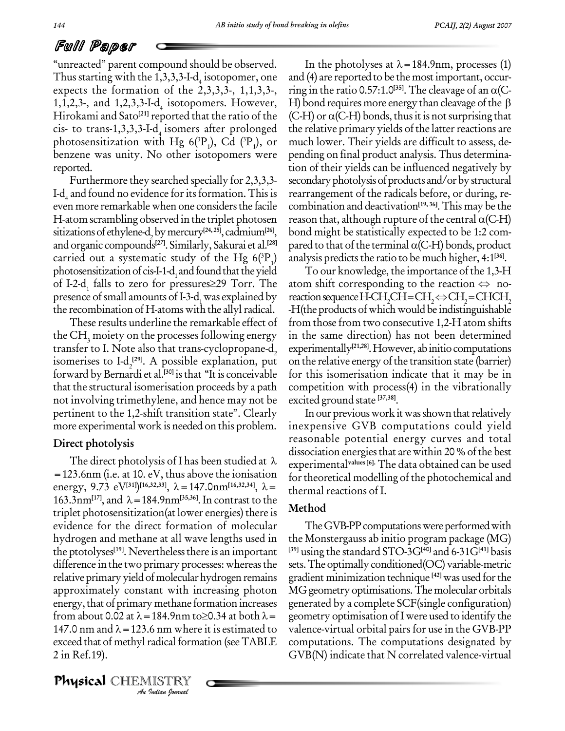"unreacted" parent compound should be observed. Thus starting with the 1,3,3,3-I-$d_4$ isotopomer, one expects the formation of the 2,3,3,3-, 1,1,3,3-, 1,1,2,3-, and 1,2,3,3-I-$d_4$ isotopomers. However, Hirokami and Sato[21] reported that the ratio of the cis- to trans-1,3,3,3-I-$d_4$ isomers after prolonged photosensitization with Hg $6(^3P_1)$, Cd $(^3P_1)$, or benzene was unity. No other isotopomers were reported.

Furthermore they searched specially for 2,3,3,3-I-$d_4$ and found no evidence for its formation. This is even more remarkable when one considers the facile H-atom scrambling observed in the triplet photosensitizations of ethylene-$d_2$ by mercury[24,25], cadmium[26], and organic compounds[27]. Similarly, Sakurai et al.[28] carried out a systematic study of the Hg $6(^3P_1)$ photosensitization of cis-I-1-$d_1$ and found that the yield of I-2-$d_1$ falls to zero for pressures≥29 Torr. The presence of small amounts of I-3-$d_1$ was explained by the recombination of H-atoms with the allyl radical.

These results underline the remarkable effect of the $CH_3$ moiety on the processes following energy transfer to I. Note also that trans-cyclopropane-$d_2$ isomerises to I-$d_2$[29]. A possible explanation, put forward by Bernardi et al.[30] is that "It is conceivable that the structural isomerisation proceeds by a path not involving trimethylene, and hence may not be pertinent to the 1,2-shift transition state". Clearly more experimental work is needed on this problem.

## Direct photolysis

The direct photolysis of I has been studied at $\lambda = 123.6$nm (i.e. at 10. eV, thus above the ionisation energy, 9.73 eV[31])[16,32,33], $\lambda = 147.0$nm[16,32,34], $\lambda = 163.3$nm[17], and $\lambda = 184.9$nm[35,36]. In contrast to the triplet photosensitization(at lower energies) there is evidence for the direct formation of molecular hydrogen and methane at all wave lengths used in the ptotolyses[19]. Nevertheless there is an important difference in the two primary processes: whereas the relative primary yield of molecular hydrogen remains approximately constant with increasing photon energy, that of primary methane formation increases from about 0.02 at $\lambda = 184.9$nm to≥0.34 at both $\lambda = 147.0$ nm and $\lambda = 123.6$ nm where it is estimated to exceed that of methyl radical formation (see TABLE 2 in Ref.19).

In the photolyses at $\lambda = 184.9$nm, processes (1) and (4) are reported to be the most important, occurring in the ratio 0.57:1.0[35]. The cleavage of an $\alpha$(C-H) bond requires more energy than cleavage of the $\beta$ (C-H) or $\alpha$(C-H) bonds, thus it is not surprising that the relative primary yields of the latter reactions are much lower. Their yields are difficult to assess, depending on final product analysis. Thus determination of their yields can be influenced negatively by secondary photolysis of products and/or by structural rearrangement of the radicals before, or during, recombination and deactivation[19,36]. This may be the reason that, although rupture of the central $\alpha$(C-H) bond might be statistically expected to be 1:2 compared to that of the terminal $\alpha$(C-H) bonds, product analysis predicts the ratio to be much higher, 4:1[36].

To our knowledge, the importance of the 1,3-H atom shift corresponding to the reaction ⇔ no-reaction sequence H-$CH_2CH=CH_2$ ⇔ $CH_2=CHCH_2$-H(the products of which would be indistinguishable from those from two consecutive 1,2-H atom shifts in the same direction) has not been determined experimentally[21,28]. However, ab initio computations on the relative energy of the transition state (barrier) for this isomerisation indicate that it may be in competition with process(4) in the vibrationally excited ground state [37,38].

In our previous work it was shown that relatively inexpensive GVB computations could yield reasonable potential energy curves and total dissociation energies that are within 20 % of the best experimental values[6]. The data obtained can be used for theoretical modelling of the photochemical and thermal reactions of I.

## Method

The GVB-PP computations were performed with the Monstergauss ab initio program package (MG) [39] using the standard STO-3G[40] and 6-31G[41] basis sets. The optimally conditioned(OC) variable-metric gradient minimization technique [42] was used for the MG geometry optimisations. The molecular orbitals generated by a complete SCF(single configuration) geometry optimisation of I were used to identify the valence-virtual orbital pairs for use in the GVB-PP computations. The computations designated by GVB(N) indicate that N correlated valence-virtual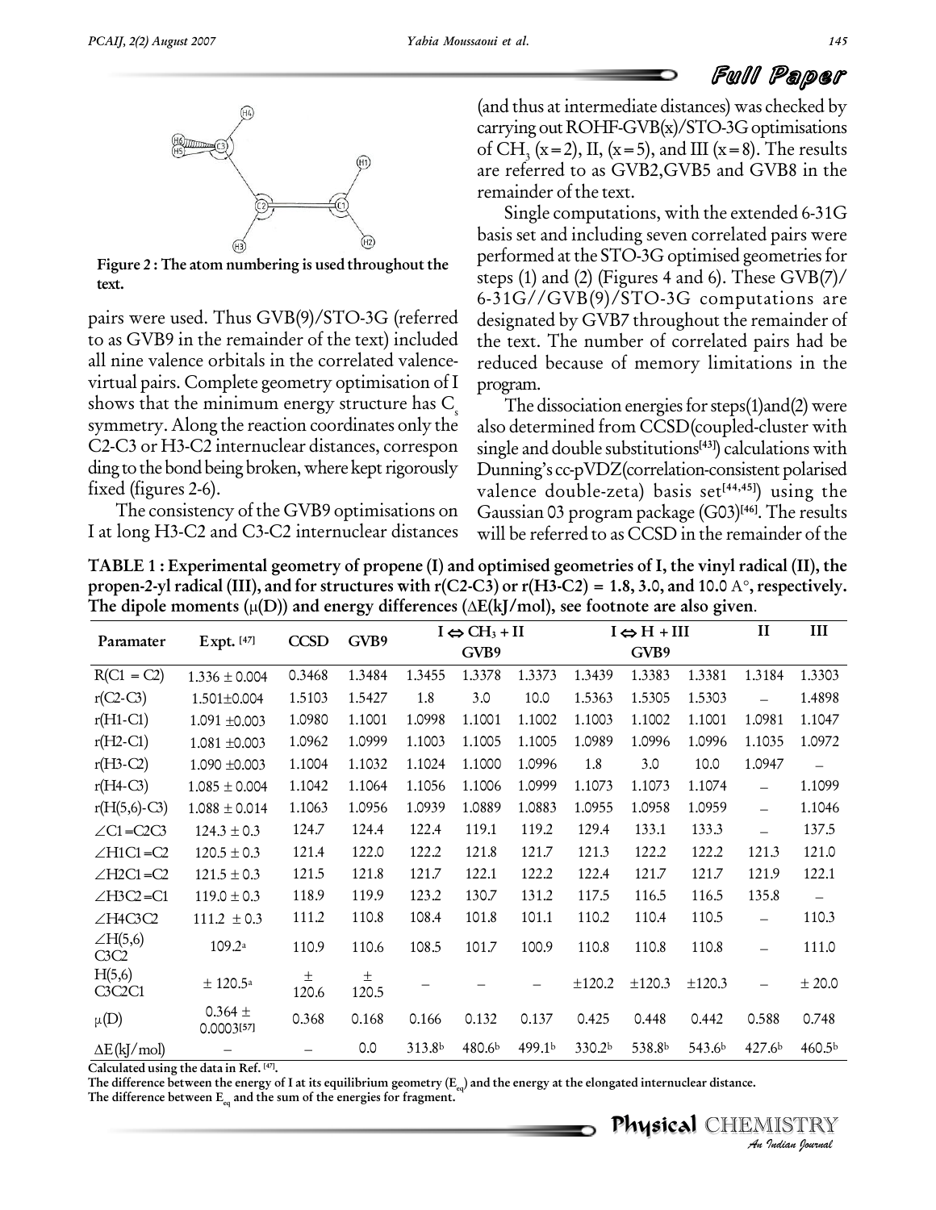Figure 2 : The atom numbering is used throughout the text.

pairs were used. Thus GVB(9)/STO-3G (referred to as GVB9 in the remainder of the text) included all nine valence orbitals in the correlated valence-virtual pairs. Complete geometry optimisation of I shows that the minimum energy structure has $C_s$ symmetry. Along the reaction coordinates only the C2-C3 or H3-C2 internuclear distances, correspon ding to the bond being broken, where kept rigorously fixed (figures 2-6).

The consistency of the GVB9 optimisations on I at long H3-C2 and C3-C2 internuclear distances (and thus at intermediate distances) was checked by carrying out ROHF-GVB(x)/STO-3G optimisations of $CH_3$ (x=2), II, (x=5), and III (x=8). The results are referred to as GVB2,GVB5 and GVB8 in the remainder of the text.

Single computations, with the extended 6-31G basis set and including seven correlated pairs were performed at the STO-3G optimised geometries for steps (1) and (2) (Figures 4 and 6). These GVB(7)/6-31G//GVB(9)/STO-3G computations are designated by GVB7 throughout the remainder of the text. The number of correlated pairs had be reduced because of memory limitations in the program.

The dissociation energies for steps(1)and(2) were also determined from CCSD(coupled-cluster with single and double substitutions[43]) calculations with Dunning's cc-pVDZ(correlation-consistent polarised valence double-zeta) basis set[44,45]) using the Gaussian 03 program package (G03)[46]. The results will be referred to as CCSD in the remainder of the

**TABLE 1 : Experimental geometry of propene (I) and optimised geometries of I, the vinyl radical (II), the propen-2-yl radical (III), and for structures with r(C2-C3) or r(H3-C2) = 1.8, 3.0, and 10.0 A°, respectively. The dipole moments (μ(D)) and energy differences (ΔE(kJ/mol), see footnote are also given.**

| Paramater | Expt. [47] | CCSD | GVB9 | $I \Leftrightarrow CH_3 + II$ | | | $I \Leftrightarrow H + III$ | | | II | III |
|---|---|---|---|---|---|---|---|---|---|---|---|
| | | | | | GVB9 | | | GVB9 | | | |
| R(C1 = C2) | 1.336 ± 0.004 | 0.3468 | 1.3484 | 1.3455 | 1.3378 | 1.3373 | 1.3439 | 1.3383 | 1.3381 | 1.3184 | 1.3303 |
| r(C2-C3) | 1.501±0.004 | 1.5103 | 1.5427 | 1.8 | 3.0 | 10.0 | 1.5363 | 1.5305 | 1.5303 | – | 1.4898 |
| r(H1-C1) | 1.091 ±0.003 | 1.0980 | 1.1001 | 1.0998 | 1.1001 | 1.1002 | 1.1003 | 1.1002 | 1.1001 | 1.0981 | 1.1047 |
| r(H2-C1) | 1.081 ±0.003 | 1.0962 | 1.0999 | 1.1003 | 1.1005 | 1.1005 | 1.0989 | 1.0996 | 1.0996 | 1.1035 | 1.0972 |
| r(H3-C2) | 1.090 ±0.003 | 1.1004 | 1.1032 | 1.1024 | 1.1000 | 1.0996 | 1.8 | 3.0 | 10.0 | 1.0947 | – |
| r(H4-C3) | 1.085 ± 0.004 | 1.1042 | 1.1064 | 1.1056 | 1.1006 | 1.0999 | 1.1073 | 1.1073 | 1.1074 | – | 1.1099 |
| r(H(5,6)-C3) | 1.088 ± 0.014 | 1.1063 | 1.0956 | 1.0939 | 1.0889 | 1.0883 | 1.0955 | 1.0958 | 1.0959 | – | 1.1046 |
| ∠C1=C2C3 | 124.3 ± 0.3 | 124.7 | 124.4 | 122.4 | 119.1 | 119.2 | 129.4 | 133.1 | 133.3 | – | 137.5 |
| ∠H1C1=C2 | 120.5 ± 0.3 | 121.4 | 122.0 | 122.2 | 121.8 | 121.7 | 121.3 | 122.2 | 122.2 | 121.3 | 121.0 |
| ∠H2C1=C2 | 121.5 ± 0.3 | 121.5 | 121.8 | 121.7 | 122.1 | 122.2 | 122.4 | 121.7 | 121.7 | 121.9 | 122.1 |
| ∠H3C2=C1 | 119.0 ± 0.3 | 118.9 | 119.9 | 123.2 | 130.7 | 131.2 | 117.5 | 116.5 | 116.5 | 135.8 | – |
| ∠H4C3C2 | 111.2 ± 0.3 | 111.2 | 110.8 | 108.4 | 101.8 | 101.1 | 110.2 | 110.4 | 110.5 | – | 110.3 |
| ∠H(5,6) C3C2 | 109.2[a] | 110.9 | 110.6 | 108.5 | 101.7 | 100.9 | 110.8 | 110.8 | 110.8 | – | 111.0 |
| H(5,6) C3C2C1 | ± 120.5[a] | ± 120.6 | ± 120.5 | – | – | – | ±120.2 | ±120.3 | ±120.3 | – | ± 20.0 |
| μ(D) | 0.364 ± 0.0003[57] | 0.368 | 0.168 | 0.166 | 0.132 | 0.137 | 0.425 | 0.448 | 0.442 | 0.588 | 0.748 |
| ΔE(kJ/mol) | – | – | 0.0 | 313.8[b] | 480.6[b] | 499.1[b] | 330.2[b] | 538.8[b] | 543.6[b] | 427.6[b] | 460.5[b] |

Calculated using the data in Ref. [47].

The difference between the energy of I at its equilibrium geometry ($E_{eq}$) and the energy at the elongated internuclear distance.

The difference between $E_{eq}$ and the sum of the energies for fragment.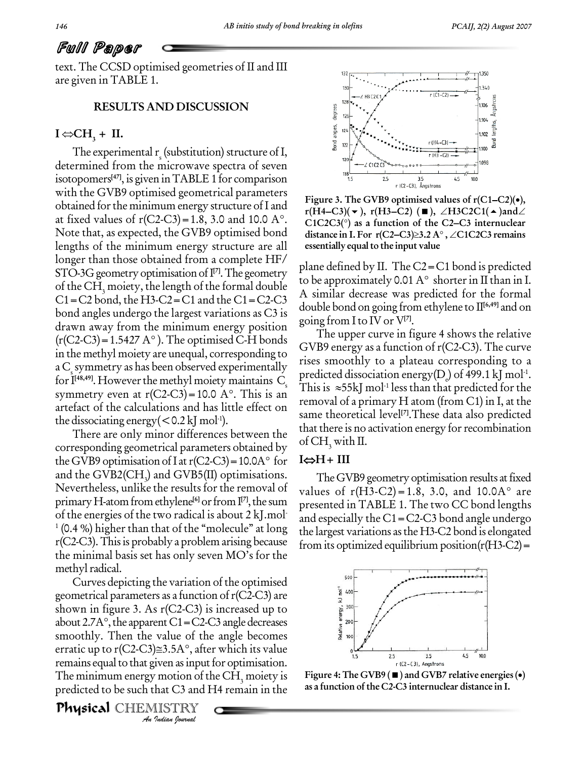text. The CCSD optimised geometries of II and III are given in TABLE 1.

## RESULTS AND DISCUSSION

### I⇔$CH_3$ + II.

The experimental $r_s$ (substitution) structure of I, determined from the microwave spectra of seven isotopomers[47], is given in TABLE 1 for comparison with the GVB9 optimised geometrical parameters obtained for the minimum energy structure of I and at fixed values of r(C2-C3) = 1.8, 3.0 and 10.0 A°. Note that, as expected, the GVB9 optimised bond lengths of the minimum energy structure are all longer than those obtained from a complete HF/STO-3G geometry optimisation of I[7]. The geometry of the $CH_3$ moiety, the length of the formal double C1=C2 bond, the H3-C2=C1 and the C1=C2-C3 bond angles undergo the largest variations as C3 is drawn away from the minimum energy position (r(C2-C3) = 1.5427 A°). The optimised C-H bonds in the methyl moiety are unequal, corresponding to a $C_s$ symmetry as has been observed experimentally for I[48,49]. However the methyl moiety maintains $C_s$ symmetry even at r(C2-C3) = 10.0 A°. This is an artefact of the calculations and has little effect on the dissociating energy(< 0.2 kJ mol-1).

There are only minor differences between the corresponding geometrical parameters obtained by the GVB9 optimisation of I at r(C2-C3) = 10.0A° for and the GVB2($CH_3$) and GVB5(II) optimisations. Nevertheless, unlike the results for the removal of primary H-atom from ethylene[6] or from I[7], the sum of the energies of the two radical is about 2 kJ.mol-1 (0.4 %) higher than that of the "molecule" at long r(C2-C3). This is probably a problem arising because the minimal basis set has only seven MO's for the methyl radical.

Curves depicting the variation of the optimised geometrical parameters as a function of r(C2-C3) are shown in figure 3. As r(C2-C3) is increased up to about 2.7A°, the apparent C1=C2-C3 angle decreases smoothly. Then the value of the angle becomes erratic up to r(C2-C3)≅3.5A°, after which its value remains equal to that given as input for optimisation. The minimum energy motion of the $CH_3$ moiety is predicted to be such that C3 and H4 remain in the plane defined by II. The C2=C1 bond is predicted to be approximately 0.01 A° shorter in II than in I. A similar decrease was predicted for the formal double bond on going from ethylene to II[6,49] and on going from I to IV or V[7].

**Figure 3. The GVB9 optimised values of r(C1–C2)(•), r(H4–C3)(▾), r(H3–C2) (■), ∠H3C2C1(▴)and∠C1C2C3(°) as a function of the C2–C3 internuclear distance in I. For r(C2–C3)≥3.2 A°, ∠C1C2C3 remains essentially equal to the input value**

The upper curve in figure 4 shows the relative GVB9 energy as a function of r(C2-C3). The curve rises smoothly to a plateau corresponding to a predicted dissociation energy($D_e$) of 499.1 kJ mol-1. This is ≈55kJ mol-1 less than that predicted for the removal of a primary H atom (from C1) in I, at the same theoretical level[7]. These data also predicted that there is no activation energy for recombination of $CH_3$ with II.

### I⇔H + III

The GVB9 geometry optimisation results at fixed values of r(H3-C2) = 1.8, 3.0, and 10.0A° are presented in TABLE 1. The two CC bond lengths and especially the C1=C2-C3 bond angle undergo the largest variations as the H3-C2 bond is elongated from its optimized equilibrium position(r(H3-C2) =

**Figure 4: The GVB9 (■) and GVB7 relative energies (•) as a function of the C2-C3 internuclear distance in I.**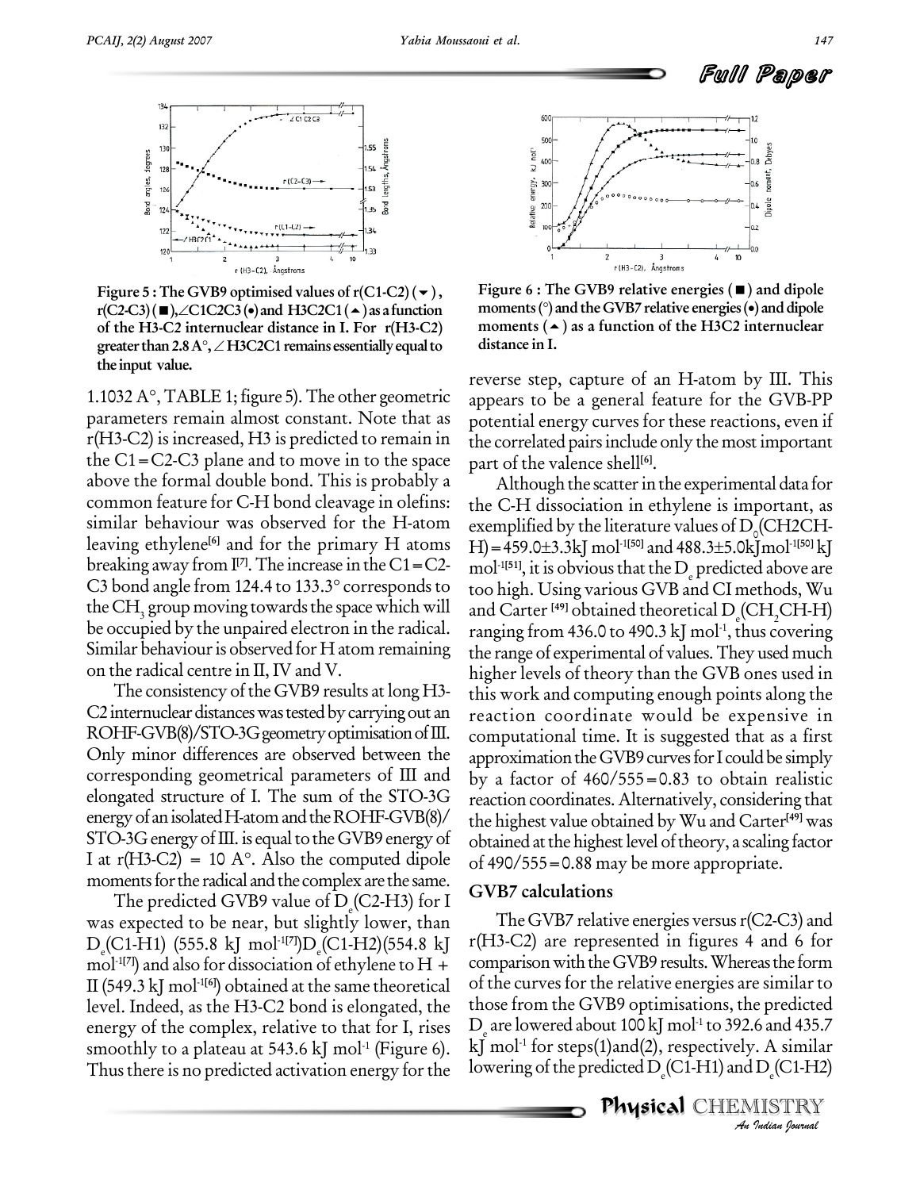Figure 5 : The GVB9 optimised values of r(C1-C2) (▼), r(C2-C3) (■), ∠C1C2C3 (•) and H3C2C1 (▲) as a function of the H3-C2 internuclear distance in I. For r(H3-C2) greater than 2.8 A°, ∠H3C2C1 remains essentially equal to the input value.

Figure 6 : The GVB9 relative energies (■) and dipole moments (°) and the GVB7 relative energies (•) and dipole moments (▲) as a function of the H3C2 internuclear distance in I.

1.1032 A°, TABLE 1; figure 5). The other geometric parameters remain almost constant. Note that as r(H3-C2) is increased, H3 is predicted to remain in the C1=C2-C3 plane and to move in to the space above the formal double bond. This is probably a common feature for C-H bond cleavage in olefins: similar behaviour was observed for the H-atom leaving ethylene[6] and for the primary H atoms breaking away from I[7]. The increase in the C1=C2-C3 bond angle from 124.4 to 133.3° corresponds to the $CH_3$ group moving towards the space which will be occupied by the unpaired electron in the radical. Similar behaviour is observed for H atom remaining on the radical centre in II, IV and V.

The consistency of the GVB9 results at long H3-C2 internuclear distances was tested by carrying out an ROHF-GVB(8)/STO-3G geometry optimisation of III. Only minor differences are observed between the corresponding geometrical parameters of III and elongated structure of I. The sum of the STO-3G energy of an isolated H-atom and the ROHF-GVB(8)/STO-3G energy of III. is equal to the GVB9 energy of I at r(H3-C2) = 10 A°. Also the computed dipole moments for the radical and the complex are the same.

The predicted GVB9 value of $D_e$(C2-H3) for I was expected to be near, but slightly lower, than $D_e$(C1-H1) (555.8 kJ mol$^{-1}$[7]) $D_e$(C1-H2) (554.8 kJ mol$^{-1}$[7]) and also for dissociation of ethylene to H + II (549.3 kJ mol$^{-1}$[6]) obtained at the same theoretical level. Indeed, as the H3-C2 bond is elongated, the energy of the complex, relative to that for I, rises smoothly to a plateau at 543.6 kJ mol$^{-1}$ (Figure 6). Thus there is no predicted activation energy for the reverse step, capture of an H-atom by III. This appears to be a general feature for the GVB-PP potential energy curves for these reactions, even if the correlated pairs include only the most important part of the valence shell[6].

Although the scatter in the experimental data for the C-H dissociation in ethylene is important, as exemplified by the literature values of $D_0$(CH2CH-H) = 459.0±3.3 kJ mol$^{-1}$[50] and 488.3±5.0 kJ mol$^{-1}$[50] kJ mol$^{-1}$[51], it is obvious that the $D_e$ predicted above are too high. Using various GVB and CI methods, Wu and Carter [49] obtained theoretical $D_e$($CH_2$CH-H) ranging from 436.0 to 490.3 kJ mol$^{-1}$, thus covering the range of experimental of values. They used much higher levels of theory than the GVB ones used in this work and computing enough points along the reaction coordinate would be expensive in computational time. It is suggested that as a first approximation the GVB9 curves for I could be simply by a factor of 460/555 = 0.83 to obtain realistic reaction coordinates. Alternatively, considering that the highest value obtained by Wu and Carter[49] was obtained at the highest level of theory, a scaling factor of 490/555 = 0.88 may be more appropriate.

## GVB7 calculations

The GVB7 relative energies versus r(C2-C3) and r(H3-C2) are represented in figures 4 and 6 for comparison with the GVB9 results. Whereas the form of the curves for the relative energies are similar to those from the GVB9 optimisations, the predicted $D_e$ are lowered about 100 kJ mol$^{-1}$ to 392.6 and 435.7 kJ mol$^{-1}$ for steps(1) and (2), respectively. A similar lowering of the predicted $D_e$(C1-H1) and $D_e$(C1-H2)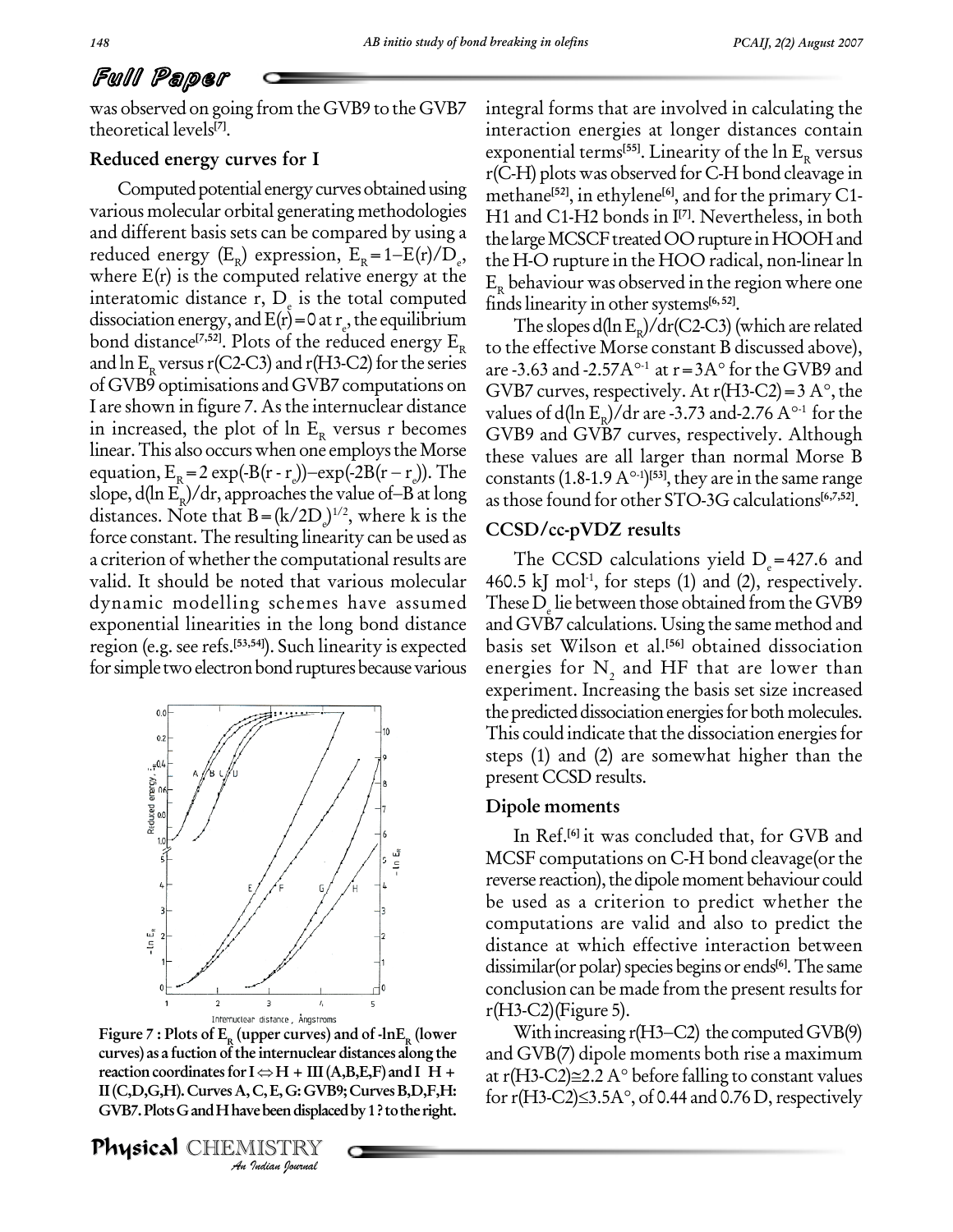was observed on going from the GVB9 to the GVB7 theoretical levels[7].

### Reduced energy curves for I

Computed potential energy curves obtained using various molecular orbital generating methodologies and different basis sets can be compared by using a reduced energy ($E_R$) expression, $E_R = 1 - E(r)/D_e$, where E(r) is the computed relative energy at the interatomic distance r, $D_e$ is the total computed dissociation energy, and $E(r) = 0$ at $r_e$, the equilibrium bond distance[7,52]. Plots of the reduced energy $E_R$ and ln $E_R$ versus r(C2-C3) and r(H3-C2) for the series of GVB9 optimisations and GVB7 computations on I are shown in figure 7. As the internuclear distance in increased, the plot of ln $E_R$ versus r becomes linear. This also occurs when one employs the Morse equation, $E_R = 2\exp(-B(r - r_e)) - \exp(-2B(r - r_e))$. The slope, $d(\ln E_R)/dr$, approaches the value of $-B$ at long distances. Note that $B = (k/2D_e)^{1/2}$, where k is the force constant. The resulting linearity can be used as a criterion of whether the computational results are valid. It should be noted that various molecular dynamic modelling schemes have assumed exponential linearities in the long bond distance region (e.g. see refs.[53,54]). Such linearity is expected for simple two electron bond ruptures because various integral forms that are involved in calculating the interaction energies at longer distances contain exponential terms[55]. Linearity of the ln $E_R$ versus r(C-H) plots was observed for C-H bond cleavage in methane[52], in ethylene[6], and for the primary C1-H1 and C1-H2 bonds in I[7]. Nevertheless, in both the large MCSCF treated OO rupture in HOOH and the H-O rupture in the HOO radical, non-linear ln $E_R$ behaviour was observed in the region where one finds linearity in other systems[6,52].

The slopes $d(\ln E_R)/dr$(C2-C3) (which are related to the effective Morse constant B discussed above), are -3.63 and -2.57A°$^{-1}$ at r=3A° for the GVB9 and GVB7 curves, respectively. At r(H3-C2)=3 A°, the values of $d(\ln E_R)/dr$ are -3.73 and -2.76 A°$^{-1}$ for the GVB9 and GVB7 curves, respectively. Although these values are all larger than normal Morse B constants (1.8-1.9 A°$^{-1}$)[53], they are in the same range as those found for other STO-3G calculations[6,7,52].

Figure 7 : Plots of $E_R$ (upper curves) and of $-\ln E_R$ (lower curves) as a fuction of the internuclear distances along the reaction coordinates for I ⇔ H + III (A,B,E,F) and I H + II (C,D,G,H). Curves A, C, E, G: GVB9; Curves B,D,F,H: GVB7. Plots G and H have been displaced by 1 ? to the right.

### CCSD/cc-pVDZ results

The CCSD calculations yield $D_e = 427.6$ and 460.5 kJ mol$^{-1}$, for steps (1) and (2), respectively. These $D_e$ lie between those obtained from the GVB9 and GVB7 calculations. Using the same method and basis set Wilson et al.[56] obtained dissociation energies for $N_2$ and HF that are lower than experiment. Increasing the basis set size increased the predicted dissociation energies for both molecules. This could indicate that the dissociation energies for steps (1) and (2) are somewhat higher than the present CCSD results.

### Dipole moments

In Ref.[6] it was concluded that, for GVB and MCSF computations on C-H bond cleavage(or the reverse reaction), the dipole moment behaviour could be used as a criterion to predict whether the computations are valid and also to predict the distance at which effective interaction between dissimilar(or polar) species begins or ends[6]. The same conclusion can be made from the present results for r(H3-C2)(Figure 5).

With increasing r(H3–C2) the computed GVB(9) and GVB(7) dipole moments both rise a maximum at r(H3-C2)≅2.2 A° before falling to constant values for r(H3-C2)≤3.5A°, of 0.44 and 0.76 D, respectively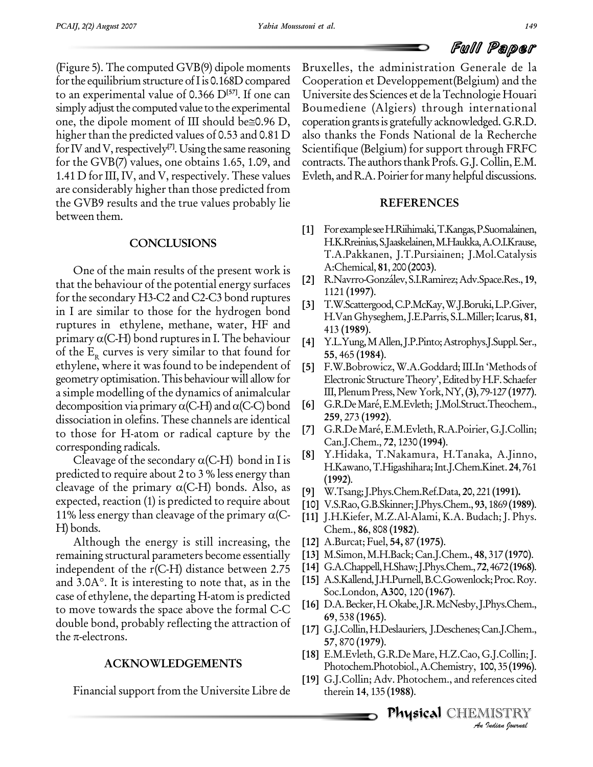(Figure 5). The computed GVB(9) dipole moments for the equilibrium structure of I is 0.168D compared to an experimental value of 0.366 D[57]. If one can simply adjust the computed value to the experimental one, the dipole moment of III should be≅0.96 D, higher than the predicted values of 0.53 and 0.81 D for IV and V, respectively[7]. Using the same reasoning for the GVB(7) values, one obtains 1.65, 1.09, and 1.41 D for III, IV, and V, respectively. These values are considerably higher than those predicted from the GVB9 results and the true values probably lie between them.

## CONCLUSIONS

One of the main results of the present work is that the behaviour of the potential energy surfaces for the secondary H3-C2 and C2-C3 bond ruptures in I are similar to those for the hydrogen bond ruptures in ethylene, methane, water, HF and primary α(C-H) bond ruptures in I. The behaviour of the $E_R$ curves is very similar to that found for ethylene, where it was found to be independent of geometry optimisation. This behaviour will allow for a simple modelling of the dynamics of animalcular decomposition via primary α(C-H) and α(C-C) bond dissociation in olefins. These channels are identical to those for H-atom or radical capture by the corresponding radicals.

Cleavage of the secondary α(C-H) bond in I is predicted to require about 2 to 3 % less energy than cleavage of the primary α(C-H) bonds. Also, as expected, reaction (1) is predicted to require about 11% less energy than cleavage of the primary α(C-H) bonds.

Although the energy is still increasing, the remaining structural parameters become essentially independent of the r(C-H) distance between 2.75 and 3.0A°. It is interesting to note that, as in the case of ethylene, the departing H-atom is predicted to move towards the space above the formal C-C double bond, probably reflecting the attraction of the π-electrons.

## ACKNOWLEDGEMENTS

Financial support from the Universite Libre de Bruxelles, the administration Generale de la Cooperation et Developpement(Belgium) and the Universite des Sciences et de la Technologie Houari Boumediene (Algiers) through international coperation grants is gratefully acknowledged. G.R.D. also thanks the Fonds National de la Recherche Scientifique (Belgium) for support through FRFC contracts. The authors thank Profs. G.J. Collin, E.M. Evleth, and R.A. Poirier for many helpful discussions.

## REFERENCES

[1] For example see H.Riihimaki, T.Kangas, P.Suomalainen, H.K.Rreinius, S.Jaaskelainen, M.Haukka, A.O.I.Krause, T.A.Pakkanen, J.T.Pursiainen; J.Mol.Catalysis A:Chemical, **81**, 200 **(2003)**.

[2] R.Navrro-González, S.I.Ramirez; Adv.Space.Res., **19**, 1121 **(1997)**.

[3] T.W.Scattergood, C.P.McKay, W.J.Boruki, L.P.Giver, H.Van Ghyseghem, J.E.Parris, S.L.Miller; Icarus, **81**, 413 **(1989)**.

[4] Y.L.Yung, M Allen, J.P.Pinto; Astrophys.J.Suppl. Ser., **55**, 465 **(1984)**.

[5] F.W.Bobrowicz, W.A.Goddard; III.In 'Methods of Electronic Structure Theory', Edited by H.F. Schaefer III, Plenum Press, New York, NY, **(3)**, 79-127 **(1977)**.

[6] G.R.De Maré, E.M.Evleth; J.Mol.Struct.Theochem., **259**, 273 **(1992)**.

[7] G.R.De Maré, E.M.Evleth, R.A.Poirier, G.J.Collin; Can.J.Chem., **72**, 1230 **(1994)**.

[8] Y.Hidaka, T.Nakamura, H.Tanaka, A.Jinno, H.Kawano, T.Higashihara; Int.J.Chem.Kinet. **24**, 761 **(1992)**.

[9] W.Tsang; J.Phys.Chem.Ref.Data, **20**, 221 **(1991)**.

[10] V.S.Rao, G.B.Skinner; J.Phys.Chem., **93**, 1869 **(1989)**.

[11] J.H.Kiefer, M.Z.Al-Alami, K.A. Budach; J. Phys. Chem., **86**, 808 **(1982)**.

[12] A.Burcat; Fuel, **54**, 87 **(1975)**.

[13] M.Simon, M.H.Back; Can.J.Chem., **48**, 317 **(1970)**.

[14] G.A.Chappell, H.Shaw; J.Phys.Chem., **72**, 4672 **(1968)**.

[15] A.S.Kallend, J.H.Purnell, B.C.Gowenlock; Proc. Roy. Soc.London, **A300**, 120 **(1967)**.

[16] D.A.Becker, H. Okabe, J.R. McNesby, J.Phys.Chem., **69**, 538 **(1965)**.

[17] G.J.Collin, H.Deslauriers, J.Deschenes; Can.J.Chem., **57**, 870 **(1979)**.

[18] E.M.Evleth, G.R.De Mare, H.Z.Cao, G.J.Collin; J. Photochem.Photobiol., A.Chemistry, **100**, 35 **(1996)**.

[19] G.J.Collin; Adv. Photochem., and references cited therein **14**, 135 **(1988)**.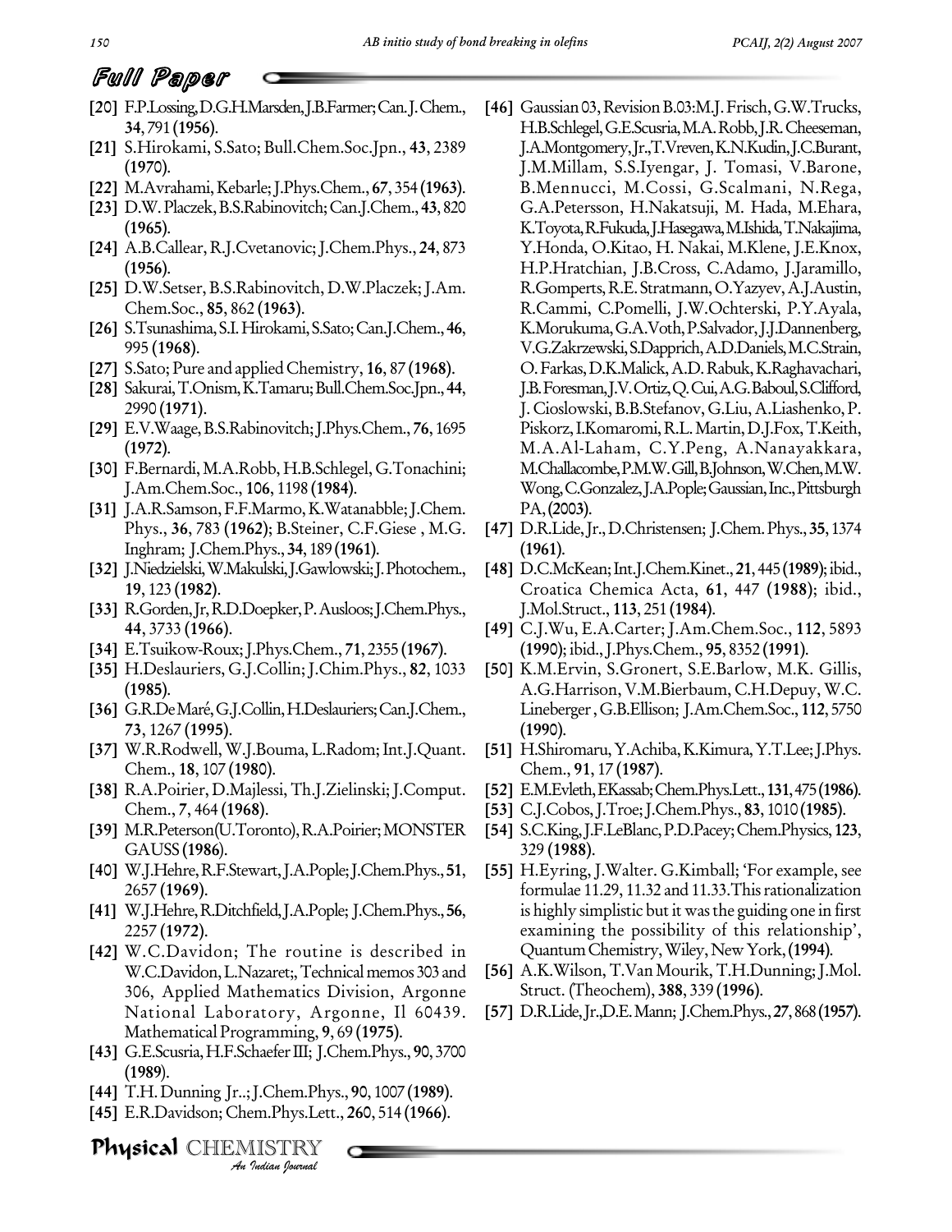[20] F.P.Lossing, D.G.H.Marsden, J.B.Farmer; Can.J.Chem., **34**, 791 **(1956)**.

[21] S.Hirokami, S.Sato; Bull.Chem.Soc.Jpn., **43**, 2389 **(1970)**.

[22] M.Avrahami, Kebarle; J.Phys.Chem., **67**, 354 **(1963)**.

[23] D.W. Placzek, B.S.Rabinovitch; Can.J.Chem., **43**, 820 **(1965)**.

[24] A.B.Callear, R.J.Cvetanovic; J.Chem.Phys., **24**, 873 **(1956)**.

[25] D.W.Setser, B.S.Rabinovitch, D.W.Placzek; J.Am. Chem.Soc., **85**, 862 **(1963)**.

[26] S.Tsunashima, S.I. Hirokami, S.Sato; Can.J.Chem., **46**, 995 **(1968)**.

[27] S.Sato; Pure and applied Chemistry, **16**, 87 **(1968)**.

[28] Sakurai, T.Onism, K.Tamaru; Bull.Chem.Soc.Jpn., **44**, 2990 **(1971)**.

[29] E.V.Waage, B.S.Rabinovitch; J.Phys.Chem., **76**, 1695 **(1972)**.

[30] F.Bernardi, M.A.Robb, H.B.Schlegel, G.Tonachini; J.Am.Chem.Soc., **106**, 1198 **(1984)**.

[31] J.A.R.Samson, F.F.Marmo, K.Watanabble; J.Chem. Phys., **36**, 783 **(1962)**; B.Steiner, C.F.Giese , M.G. Inghram; J.Chem.Phys., **34**, 189 **(1961)**.

[32] J.Niedzielski, W.Makulski, J.Gawlowski; J.Photochem., **19**, 123 **(1982)**.

[33] R.Gorden, Jr, R.D.Doepker, P. Ausloos; J.Chem.Phys., **44**, 3733 **(1966)**.

[34] E.Tsuikow-Roux; J.Phys.Chem., **71**, 2355 **(1967)**.

[35] H.Deslauriers, G.J.Collin; J.Chim.Phys., **82**, 1033 **(1985)**.

[36] G.R.De Maré, G.J.Collin, H.Deslauriers; Can.J.Chem., **73**, 1267 **(1995)**.

[37] W.R.Rodwell, W.J.Bouma, L.Radom; Int.J.Quant. Chem., **18**, 107 **(1980)**.

[38] R.A.Poirier, D.Majlessi, Th.J.Zielinski; J.Comput. Chem., **7**, 464 **(1968)**.

[39] M.R.Peterson(U.Toronto), R.A.Poirier; MONSTER GAUSS **(1986)**.

[40] W.J.Hehre, R.F.Stewart, J.A.Pople; J.Chem.Phys., **51**, 2657 **(1969)**.

[41] W.J.Hehre, R.Ditchfield, J.A.Pople; J.Chem.Phys., **56**, 2257 **(1972)**.

[42] W.C.Davidon; The routine is described in W.C.Davidon, L.Nazaret;, Technical memos 303 and 306, Applied Mathematics Division, Argonne National Laboratory, Argonne, Il 60439. Mathematical Programming, **9**, 69 **(1975)**.

[43] G.E.Scusria, H.F.Schaefer III; J.Chem.Phys., **90**, 3700 **(1989)**.

[44] T.H. Dunning Jr..; J.Chem.Phys., **90**, 1007 **(1989)**.

[45] E.R.Davidson; Chem.Phys.Lett., **260**, 514 **(1966)**.

[46] Gaussian 03, Revision B.03:M.J. Frisch, G.W.Trucks, H.B.Schlegel, G.E.Scusria, M.A. Robb, J.R. Cheeseman, J.A.Montgomery, Jr., T.Vreven, K.N.Kudin, J.C.Burant, J.M.Millam, S.S.Iyengar, J. Tomasi, V.Barone, B.Mennucci, M.Cossi, G.Scalmani, N.Rega, G.A.Petersson, H.Nakatsuji, M. Hada, M.Ehara, K.Toyota, R.Fukuda, J.Hasegawa, M.Ishida, T.Nakajima, Y.Honda, O.Kitao, H. Nakai, M.Klene, J.E.Knox, H.P.Hratchian, J.B.Cross, C.Adamo, J.Jaramillo, R.Gomperts, R.E. Stratmann, O.Yazyev, A.J.Austin, R.Cammi, C.Pomelli, J.W.Ochterski, P.Y.Ayala, K.Morukuma, G.A.Voth, P.Salvador, J.J.Dannenberg, V.G.Zakrzewski, S.Dapprich, A.D.Daniels, M.C.Strain, O. Farkas, D.K.Malick, A.D. Rabuk, K.Raghavachari, J.B.Foresman, J.V. Ortiz, Q. Cui, A.G.Baboul, S.Clifford, J. Cioslowski, B.B.Stefanov, G.Liu, A.Liashenko, P. Piskorz, I.Komaromi, R.L. Martin, D.J.Fox, T.Keith, M.A.Al-Laham, C.Y.Peng, A.Nanayakkara, M.Challacombe, P.M.W. Gill, B.Johnson, W.Chen, M.W. Wong, C.Gonzalez, J.A.Pople; Gaussian, Inc., Pittsburgh PA, **(2003)**.

[47] D.R.Lide, Jr., D.Christensen; J.Chem. Phys., **35**, 1374 **(1961)**.

[48] D.C.McKean; Int.J.Chem.Kinet., **21**, 445 **(1989)**; ibid., Croatica Chemica Acta, **61**, 447 **(1988)**; ibid., J.Mol.Struct., **113**, 251 **(1984)**.

[49] C.J.Wu, E.A.Carter; J.Am.Chem.Soc., **112**, 5893 **(1990)**; ibid., J.Phys.Chem., **95**, 8352 **(1991)**.

[50] K.M.Ervin, S.Gronert, S.E.Barlow, M.K. Gillis, A.G.Harrison, V.M.Bierbaum, C.H.Depuy, W.C. Lineberger , G.B.Ellison; J.Am.Chem.Soc., **112**, 5750 **(1990)**.

[51] H.Shiromaru, Y.Achiba, K.Kimura, Y.T.Lee; J.Phys. Chem., **91**, 17 **(1987)**.

[52] E.M.Evleth, E.Kassab; Chem.Phys.Lett., **131**, 475 **(1986)**.

[53] C.J.Cobos, J.Troe; J.Chem.Phys., **83**, 1010 **(1985)**.

[54] S.C.King, J.F.LeBlanc, P.D.Pacey; Chem.Physics, **123**, 329 **(1988)**.

[55] H.Eyring, J.Walter. G.Kimball; 'For example, see formulae 11.29, 11.32 and 11.33.This rationalization is highly simplistic but it was the guiding one in first examining the possibility of this relationship', Quantum Chemistry, Wiley, New York, **(1994)**.

[56] A.K.Wilson, T.Van Mourik, T.H.Dunning; J.Mol. Struct. (Theochem), **388**, 339 **(1996)**.

[57] D.R.Lide, Jr.,D.E. Mann; J.Chem.Phys., **27**, 868 **(1957)**.